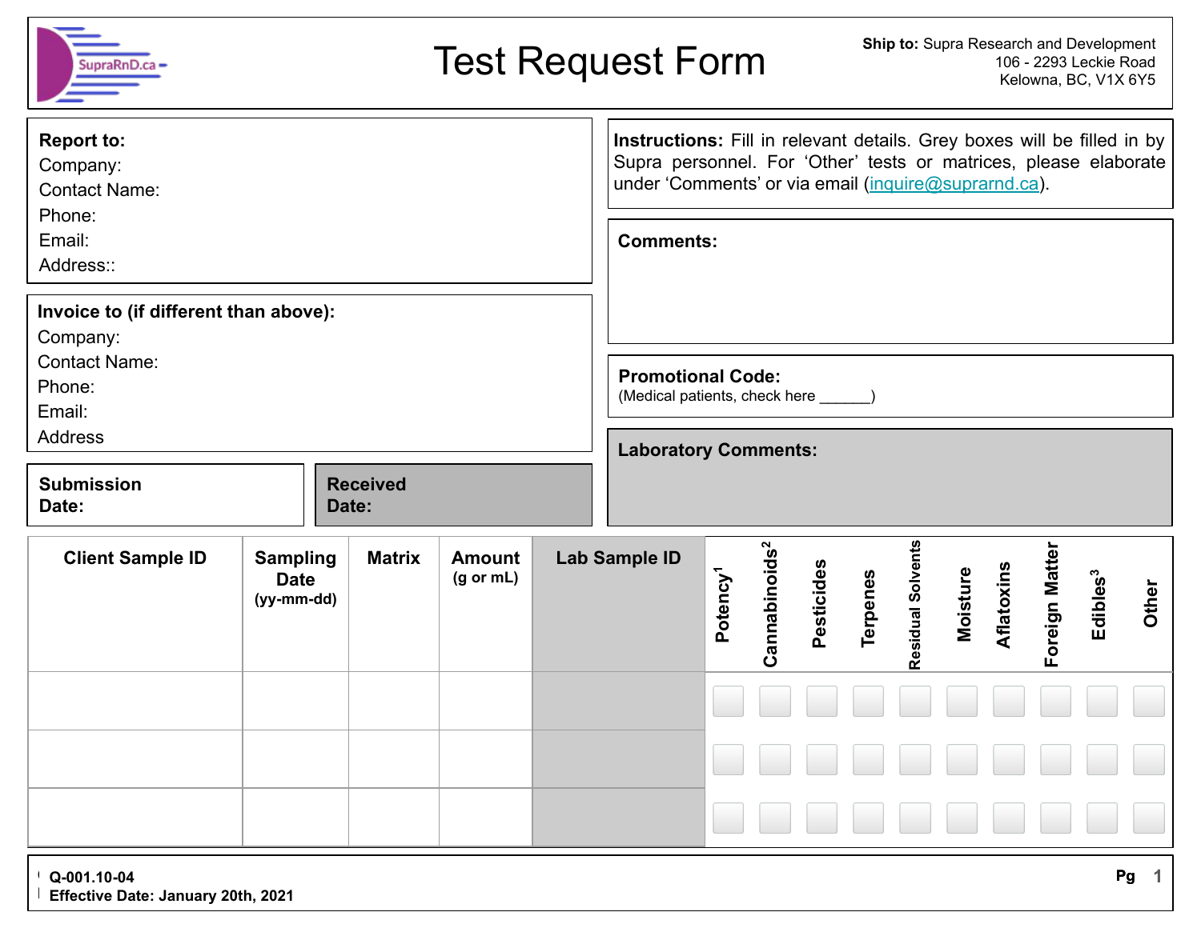# Test Request Form

**Ship to:** Supra Research and Development
106 - 2293 Leckie Road
Kelowna, BC, V1X 6Y5

**Report to:**
Company:
Contact Name:
Phone:
Email:
Address::

**Invoice to (if different than above):**
Company:
Contact Name:
Phone:
Email:
Address

**Submission Date:**

**Received Date:**

**Instructions:** Fill in relevant details. Grey boxes will be filled in by Supra personnel. For 'Other' tests or matrices, please elaborate under 'Comments' or via email (inquire@suprarnd.ca).

**Comments:**

**Promotional Code:**
(Medical patients, check here ______)

**Laboratory Comments:**

| Client Sample ID | Sampling Date (yy-mm-dd) | Matrix | Amount (g or mL) | Lab Sample ID | Potency[1] | Cannabinoids[2] | Pesticides | Terpenes | Residual Solvents | Moisture | Aflatoxins | Foreign Matter | Edibles[3] | Other |
|---|---|---|---|---|---|---|---|---|---|---|---|---|---|---|
| | | | | | ☐ | ☐ | ☐ | ☐ | ☐ | ☐ | ☐ | ☐ | ☐ | ☐ |
| | | | | | ☐ | ☐ | ☐ | ☐ | ☐ | ☐ | ☐ | ☐ | ☐ | ☐ |
| | | | | | ☐ | ☐ | ☐ | ☐ | ☐ | ☐ | ☐ | ☐ | ☐ | ☐ |

**Q-001.10-04**
**Effective Date: January 20th, 2021**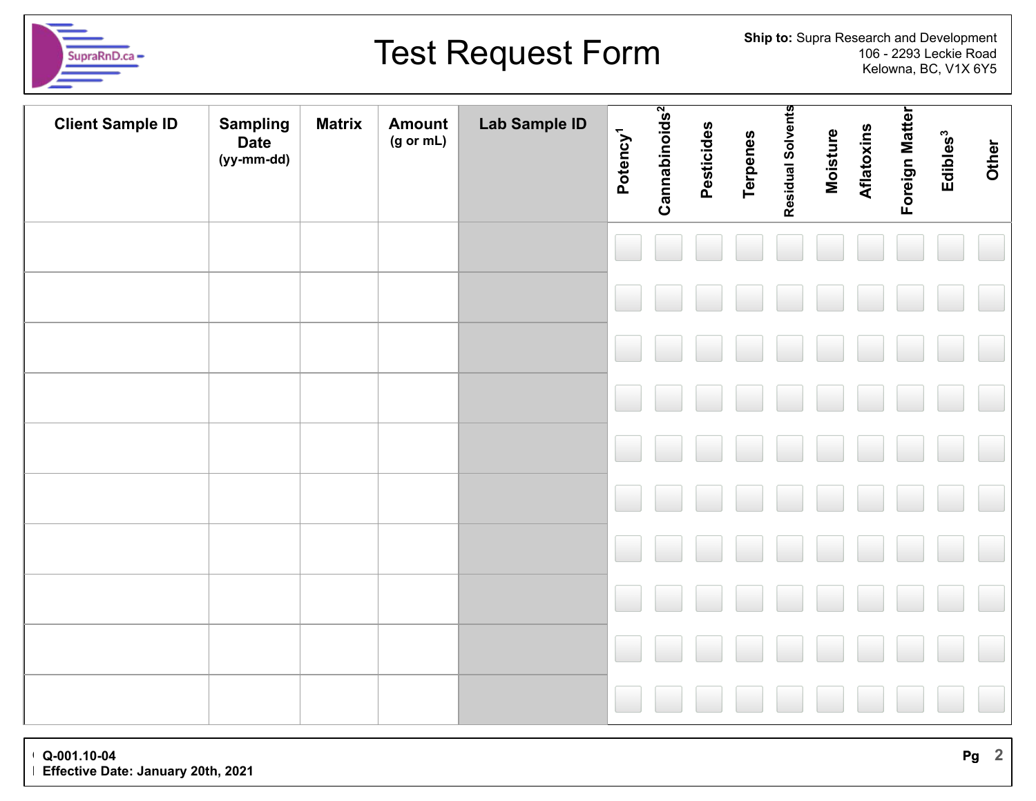# Test Request Form

**Ship to:** Supra Research and Development
106 - 2293 Leckie Road
Kelowna, BC, V1X 6Y5

| Client Sample ID | Sampling Date (yy-mm-dd) | Matrix | Amount (g or mL) | Lab Sample ID | Potency[1] | Cannabinoids[2] | Pesticides | Terpenes | Residual Solvents | Moisture | Aflatoxins | Foreign Matter | Edibles[3] | Other |
|---|---|---|---|---|---|---|---|---|---|---|---|---|---|---|
| | | | | | ☐ | ☐ | ☐ | ☐ | ☐ | ☐ | ☐ | ☐ | ☐ | ☐ |
| | | | | | ☐ | ☐ | ☐ | ☐ | ☐ | ☐ | ☐ | ☐ | ☐ | ☐ |
| | | | | | ☐ | ☐ | ☐ | ☐ | ☐ | ☐ | ☐ | ☐ | ☐ | ☐ |
| | | | | | ☐ | ☐ | ☐ | ☐ | ☐ | ☐ | ☐ | ☐ | ☐ | ☐ |
| | | | | | ☐ | ☐ | ☐ | ☐ | ☐ | ☐ | ☐ | ☐ | ☐ | ☐ |
| | | | | | ☐ | ☐ | ☐ | ☐ | ☐ | ☐ | ☐ | ☐ | ☐ | ☐ |
| | | | | | ☐ | ☐ | ☐ | ☐ | ☐ | ☐ | ☐ | ☐ | ☐ | ☐ |
| | | | | | ☐ | ☐ | ☐ | ☐ | ☐ | ☐ | ☐ | ☐ | ☐ | ☐ |
| | | | | | ☐ | ☐ | ☐ | ☐ | ☐ | ☐ | ☐ | ☐ | ☐ | ☐ |
| | | | | | ☐ | ☐ | ☐ | ☐ | ☐ | ☐ | ☐ | ☐ | ☐ | ☐ |

**Q-001.10-04**
**Effective Date: January 20th, 2021**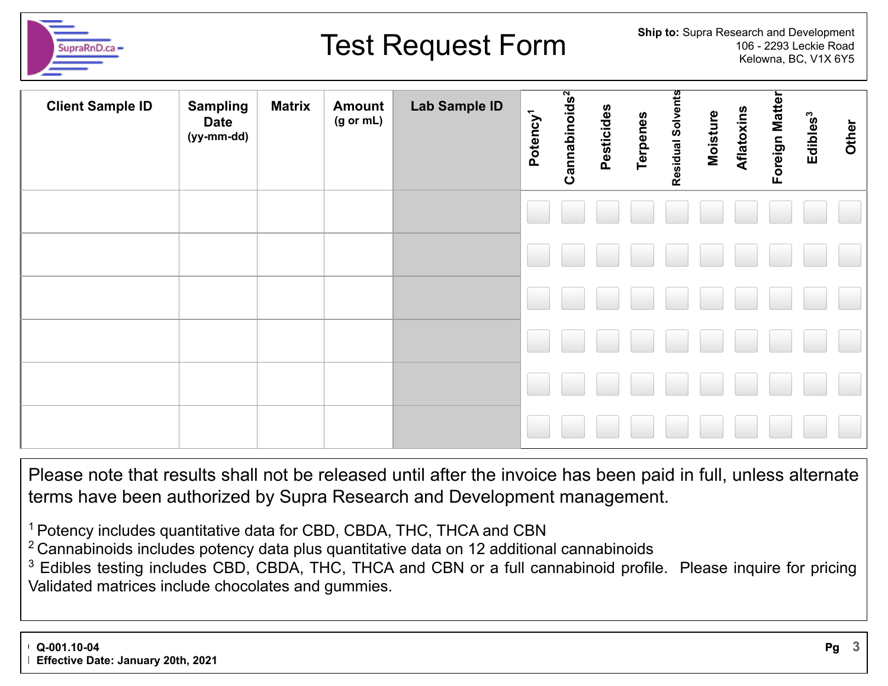# Test Request Form

**Ship to:** Supra Research and Development
106 - 2293 Leckie Road
Kelowna, BC, V1X 6Y5

| Client Sample ID | Sampling Date (yy-mm-dd) | Matrix | Amount (g or mL) | Lab Sample ID | Potency[1] | Cannabinoids[2] | Pesticides | Terpenes | Residual Solvents | Moisture | Aflatoxins | Foreign Matter | Edibles[3] | Other |
|---|---|---|---|---|---|---|---|---|---|---|---|---|---|---|
| | | | | | ☐ | ☐ | ☐ | ☐ | ☐ | ☐ | ☐ | ☐ | ☐ | ☐ |
| | | | | | ☐ | ☐ | ☐ | ☐ | ☐ | ☐ | ☐ | ☐ | ☐ | ☐ |
| | | | | | ☐ | ☐ | ☐ | ☐ | ☐ | ☐ | ☐ | ☐ | ☐ | ☐ |
| | | | | | ☐ | ☐ | ☐ | ☐ | ☐ | ☐ | ☐ | ☐ | ☐ | ☐ |
| | | | | | ☐ | ☐ | ☐ | ☐ | ☐ | ☐ | ☐ | ☐ | ☐ | ☐ |
| | | | | | ☐ | ☐ | ☐ | ☐ | ☐ | ☐ | ☐ | ☐ | ☐ | ☐ |

Please note that results shall not be released until after the invoice has been paid in full, unless alternate terms have been authorized by Supra Research and Development management.

[1] Potency includes quantitative data for CBD, CBDA, THC, THCA and CBN
[2] Cannabinoids includes potency data plus quantitative data on 12 additional cannabinoids
[3] Edibles testing includes CBD, CBDA, THC, THCA and CBN or a full cannabinoid profile. Please inquire for pricing Validated matrices include chocolates and gummies.

**Q-001.10-04**
**Effective Date: January 20th, 2021**